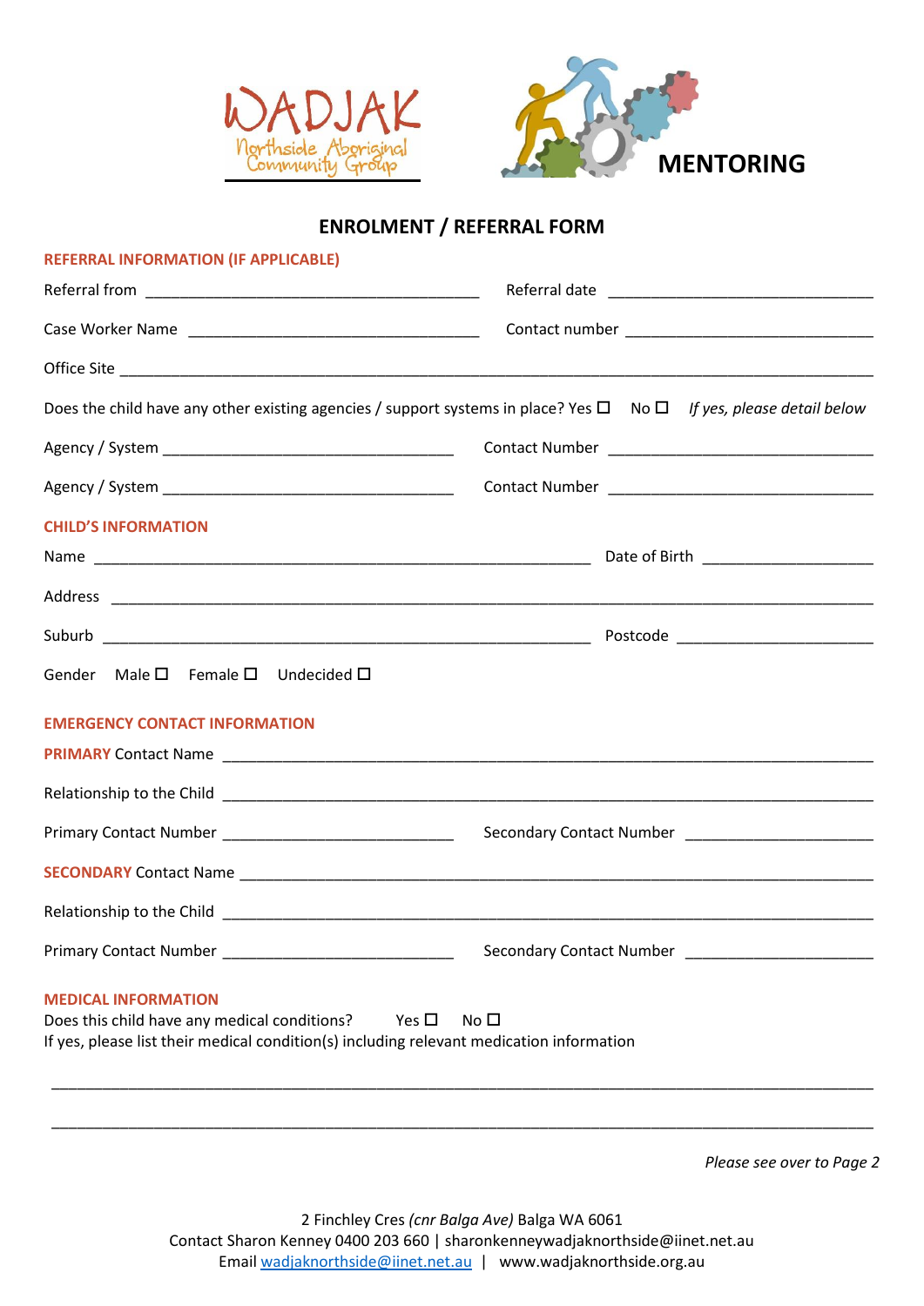WADJAK
Northside Aboriginal Community Group

MENTORING

# ENROLMENT / REFERRAL FORM

## REFERRAL INFORMATION (IF APPLICABLE)

Referral from ______________________________________ Referral date ______________________________

Case Worker Name _________________________________ Contact number ____________________________

Office Site ___________________________________________________________________________________

Does the child have any other existing agencies / support systems in place? Yes ☐ No ☐ *If yes, please detail below*

Agency / System _________________________________ Contact Number ______________________________

Agency / System _________________________________ Contact Number ______________________________

## CHILD'S INFORMATION

Name _________________________________________________________ Date of Birth ___________________

Address _______________________________________________________________________________________

Suburb _______________________________________________________ Postcode _______________________

Gender Male ☐ Female ☐ Undecided ☐

## EMERGENCY CONTACT INFORMATION

**PRIMARY** Contact Name _______________________________________________________________________

Relationship to the Child ________________________________________________________________________

Primary Contact Number ___________________________ Secondary Contact Number _____________________

**SECONDARY** Contact Name _____________________________________________________________________

Relationship to the Child ________________________________________________________________________

Primary Contact Number ___________________________ Secondary Contact Number _____________________

## MEDICAL INFORMATION

Does this child have any medical conditions? Yes ☐ No ☐

If yes, please list their medical condition(s) including relevant medication information

______________________________________________________________________________________________

______________________________________________________________________________________________

*Please see over to Page 2*

2 Finchley Cres *(cnr Balga Ave)* Balga WA 6061
Contact Sharon Kenney 0400 203 660 | sharonkenneywadjaknorthside@iinet.net.au
Email wadjaknorthside@iinet.net.au | www.wadjaknorthside.org.au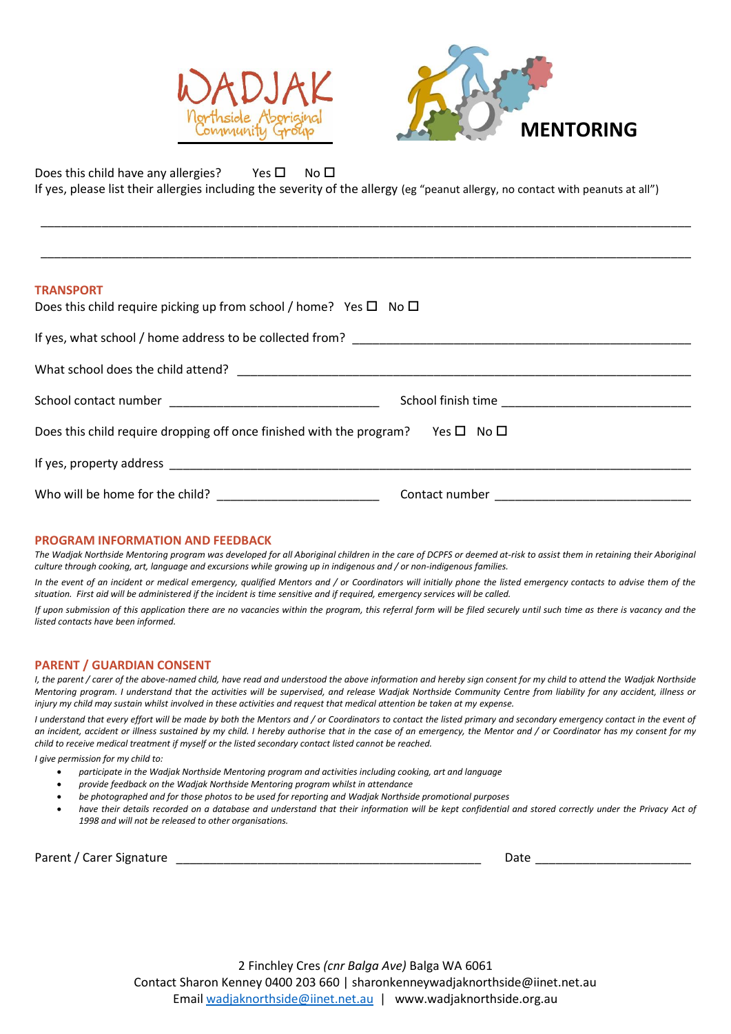Does this child have any allergies? Yes ☐ No ☐

If yes, please list their allergies including the severity of the allergy (eg "peanut allergy, no contact with peanuts at all")

_______________________________________________________________________________

_______________________________________________________________________________

## TRANSPORT

Does this child require picking up from school / home? Yes ☐ No ☐

If yes, what school / home address to be collected from? ______________________________

What school does the child attend? ______________________________

School contact number ______________________ School finish time ______________________

Does this child require dropping off once finished with the program? Yes ☐ No ☐

If yes, property address ______________________________

Who will be home for the child? ______________________ Contact number ______________________

## PROGRAM INFORMATION AND FEEDBACK

*The Wadjak Northside Mentoring program was developed for all Aboriginal children in the care of DCPFS or deemed at-risk to assist them in retaining their Aboriginal culture through cooking, art, language and excursions while growing up in indigenous and / or non-indigenous families.*

*In the event of an incident or medical emergency, qualified Mentors and / or Coordinators will initially phone the listed emergency contacts to advise them of the situation. First aid will be administered if the incident is time sensitive and if required, emergency services will be called.*

*If upon submission of this application there are no vacancies within the program, this referral form will be filed securely until such time as there is vacancy and the listed contacts have been informed.*

## PARENT / GUARDIAN CONSENT

*I, the parent / carer of the above-named child, have read and understood the above information and hereby sign consent for my child to attend the Wadjak Northside Mentoring program. I understand that the activities will be supervised, and release Wadjak Northside Community Centre from liability for any accident, illness or injury my child may sustain whilst involved in these activities and request that medical attention be taken at my expense.*

*I understand that every effort will be made by both the Mentors and / or Coordinators to contact the listed primary and secondary emergency contact in the event of an incident, accident or illness sustained by my child. I hereby authorise that in the case of an emergency, the Mentor and / or Coordinator has my consent for my child to receive medical treatment if myself or the listed secondary contact listed cannot be reached.*

*I give permission for my child to:*

- *participate in the Wadjak Northside Mentoring program and activities including cooking, art and language*
- *provide feedback on the Wadjak Northside Mentoring program whilst in attendance*
- *be photographed and for those photos to be used for reporting and Wadjak Northside promotional purposes*
- *have their details recorded on a database and understand that their information will be kept confidential and stored correctly under the Privacy Act of 1998 and will not be released to other organisations.*

Parent / Carer Signature ______________________________ Date ______________________

2 Finchley Cres *(cnr Balga Ave)* Balga WA 6061
Contact Sharon Kenney 0400 203 660 | sharonkenneywadjaknorthside@iinet.net.au
Email wadjaknorthside@iinet.net.au | www.wadjaknorthside.org.au